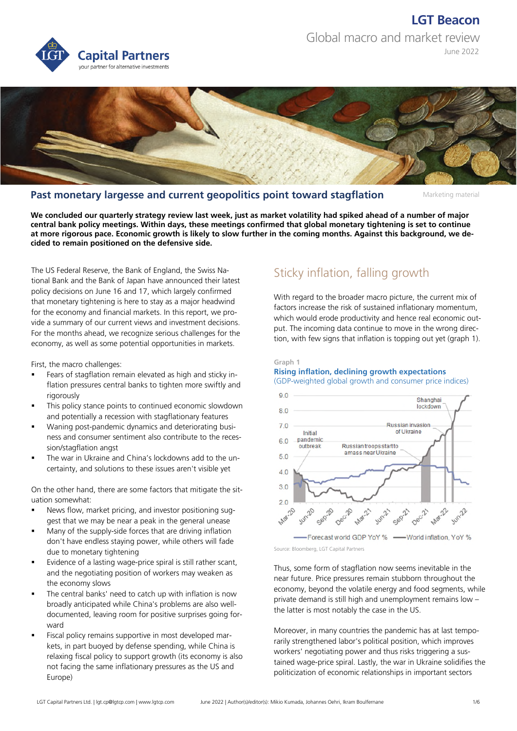# LGT Beacon

Global macro and market review

June 2022

## Past monetary largesse and current geopolitics point toward stagflation

Marketing material

**We concluded our quarterly strategy review last week, just as market volatility had spiked ahead of a number of major central bank policy meetings. Within days, these meetings confirmed that global monetary tightening is set to continue at more rigorous pace. Economic growth is likely to slow further in the coming months. Against this background, we decided to remain positioned on the defensive side.**

The US Federal Reserve, the Bank of England, the Swiss National Bank and the Bank of Japan have announced their latest policy decisions on June 16 and 17, which largely confirmed that monetary tightening is here to stay as a major headwind for the economy and financial markets. In this report, we provide a summary of our current views and investment decisions. For the months ahead, we recognize serious challenges for the economy, as well as some potential opportunities in markets.

First, the macro challenges:

- Fears of stagflation remain elevated as high and sticky inflation pressures central banks to tighten more swiftly and rigorously
- This policy stance points to continued economic slowdown and potentially a recession with stagflationary features
- Waning post-pandemic dynamics and deteriorating business and consumer sentiment also contribute to the recession/stagflation angst
- The war in Ukraine and China's lockdowns add to the uncertainty, and solutions to these issues aren't visible yet

On the other hand, there are some factors that mitigate the situation somewhat:

- News flow, market pricing, and investor positioning suggest that we may be near a peak in the general unease
- Many of the supply-side forces that are driving inflation don't have endless staying power, while others will fade due to monetary tightening
- Evidence of a lasting wage-price spiral is still rather scant, and the negotiating position of workers may weaken as the economy slows
- The central banks' need to catch up with inflation is now broadly anticipated while China's problems are also well-documented, leaving room for positive surprises going forward
- Fiscal policy remains supportive in most developed markets, in part buoyed by defense spending, while China is relaxing fiscal policy to support growth (its economy is also not facing the same inflationary pressures as the US and Europe)

## Sticky inflation, falling growth

With regard to the broader macro picture, the current mix of factors increase the risk of sustained inflationary momentum, which would erode productivity and hence real economic output. The incoming data continue to move in the wrong direction, with few signs that inflation is topping out yet (graph 1).

Graph 1

**Rising inflation, declining growth expectations**

(GDP-weighted global growth and consumer price indices)

Source: Bloomberg, LGT Capital Partners

Thus, some form of stagflation now seems inevitable in the near future. Price pressures remain stubborn throughout the economy, beyond the volatile energy and food segments, while private demand is still high and unemployment remains low – the latter is most notably the case in the US.

Moreover, in many countries the pandemic has at last temporarily strengthened labor's political position, which improves workers' negotiating power and thus risks triggering a sustained wage-price spiral. Lastly, the war in Ukraine solidifies the politicization of economic relationships in important sectors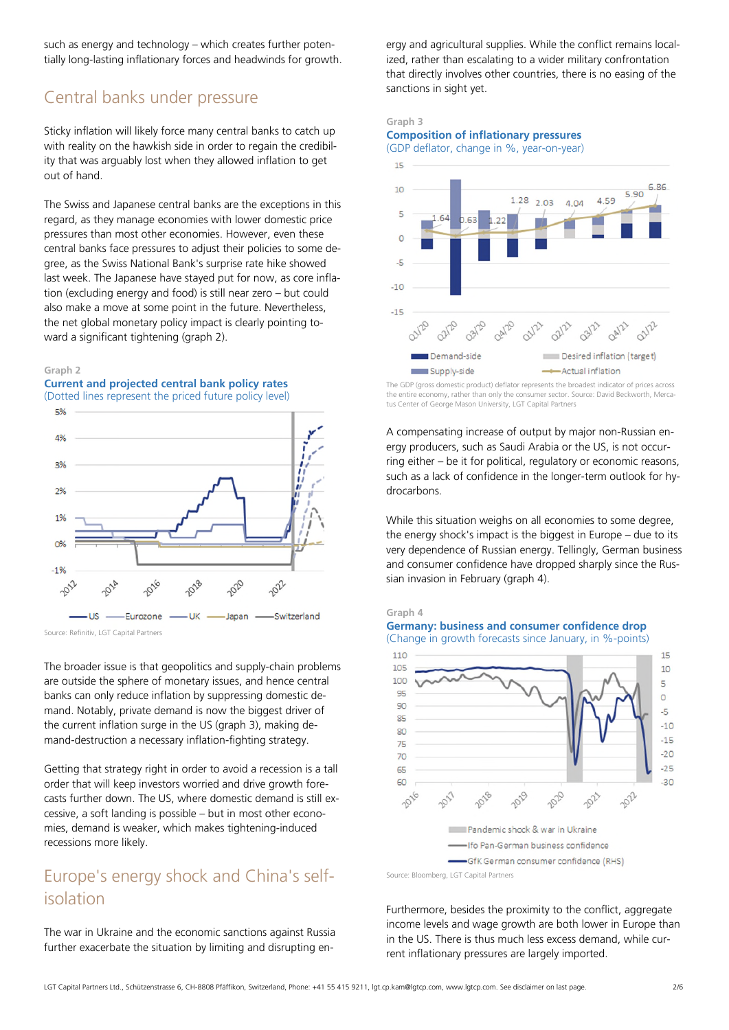such as energy and technology – which creates further potentially long-lasting inflationary forces and headwinds for growth.

## Central banks under pressure

Sticky inflation will likely force many central banks to catch up with reality on the hawkish side in order to regain the credibility that was arguably lost when they allowed inflation to get out of hand.

The Swiss and Japanese central banks are the exceptions in this regard, as they manage economies with lower domestic price pressures than most other economies. However, even these central banks face pressures to adjust their policies to some degree, as the Swiss National Bank's surprise rate hike showed last week. The Japanese have stayed put for now, as core inflation (excluding energy and food) is still near zero – but could also make a move at some point in the future. Nevertheless, the net global monetary policy impact is clearly pointing toward a significant tightening (graph 2).

Graph 2
**Current and projected central bank policy rates**
(Dotted lines represent the priced future policy level)

Source: Refinitiv, LGT Capital Partners

The broader issue is that geopolitics and supply-chain problems are outside the sphere of monetary issues, and hence central banks can only reduce inflation by suppressing domestic demand. Notably, private demand is now the biggest driver of the current inflation surge in the US (graph 3), making demand-destruction a necessary inflation-fighting strategy.

Getting that strategy right in order to avoid a recession is a tall order that will keep investors worried and drive growth forecasts further down. The US, where domestic demand is still excessive, a soft landing is possible – but in most other economies, demand is weaker, which makes tightening-induced recessions more likely.

## Europe's energy shock and China's self-isolation

The war in Ukraine and the economic sanctions against Russia further exacerbate the situation by limiting and disrupting energy and agricultural supplies. While the conflict remains localized, rather than escalating to a wider military confrontation that directly involves other countries, there is no easing of the sanctions in sight yet.

Graph 3
**Composition of inflationary pressures**
(GDP deflator, change in %, year-on-year)

The GDP (gross domestic product) deflator represents the broadest indicator of prices across the entire economy, rather than only the consumer sector. Source: David Beckworth, Mercatus Center of George Mason University, LGT Capital Partners

A compensating increase of output by major non-Russian energy producers, such as Saudi Arabia or the US, is not occurring either – be it for political, regulatory or economic reasons, such as a lack of confidence in the longer-term outlook for hydrocarbons.

While this situation weighs on all economies to some degree, the energy shock's impact is the biggest in Europe – due to its very dependence of Russian energy. Tellingly, German business and consumer confidence have dropped sharply since the Russian invasion in February (graph 4).

Graph 4
**Germany: business and consumer confidence drop**
(Change in growth forecasts since January, in %-points)

Source: Bloomberg, LGT Capital Partners

Furthermore, besides the proximity to the conflict, aggregate income levels and wage growth are both lower in Europe than in the US. There is thus much less excess demand, while current inflationary pressures are largely imported.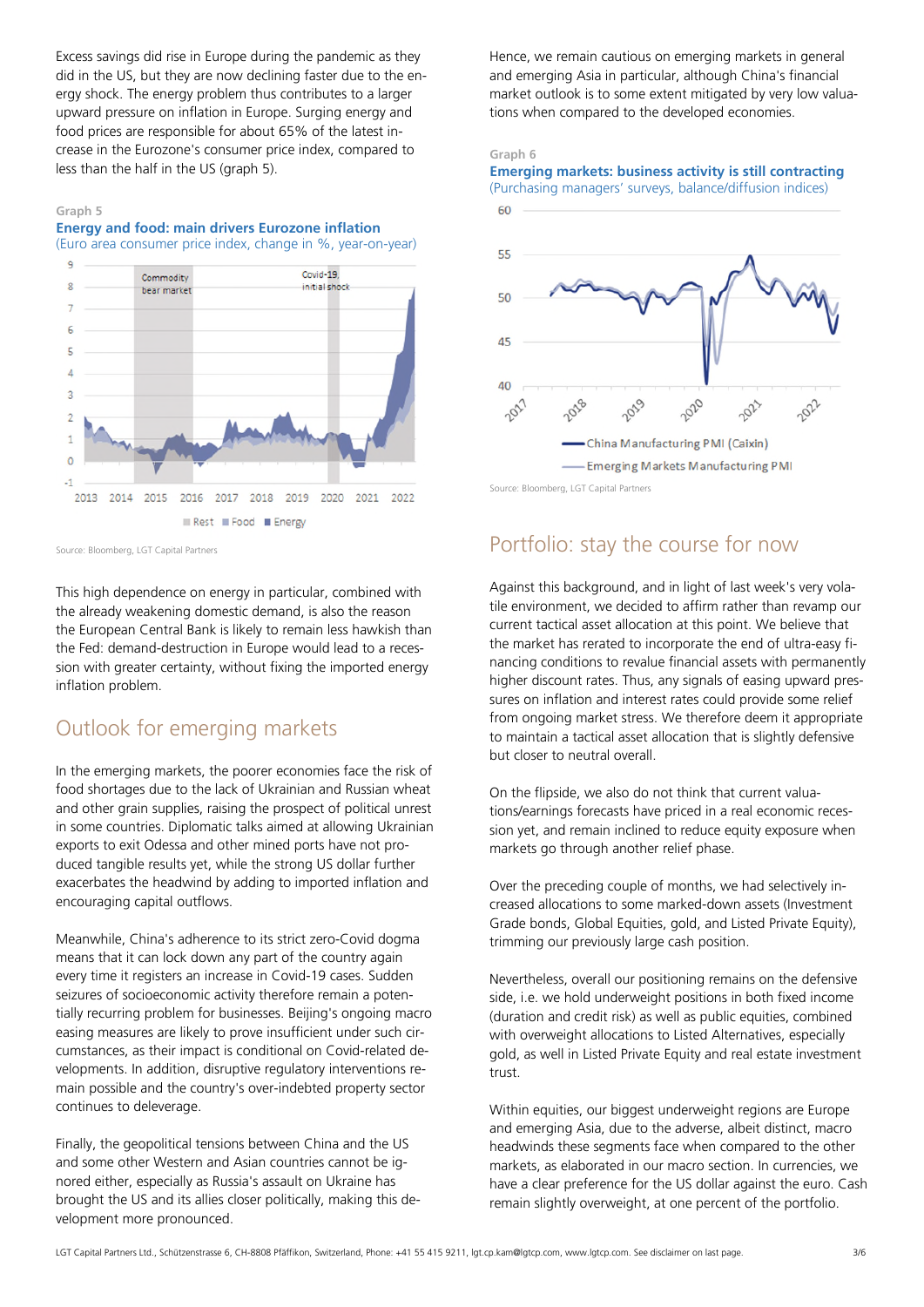Excess savings did rise in Europe during the pandemic as they did in the US, but they are now declining faster due to the energy shock. The energy problem thus contributes to a larger upward pressure on inflation in Europe. Surging energy and food prices are responsible for about 65% of the latest increase in the Eurozone's consumer price index, compared to less than the half in the US (graph 5).

Graph 5

**Energy and food: main drivers Eurozone inflation**

(Euro area consumer price index, change in %, year-on-year)

Source: Bloomberg, LGT Capital Partners

This high dependence on energy in particular, combined with the already weakening domestic demand, is also the reason the European Central Bank is likely to remain less hawkish than the Fed: demand-destruction in Europe would lead to a recession with greater certainty, without fixing the imported energy inflation problem.

## Outlook for emerging markets

In the emerging markets, the poorer economies face the risk of food shortages due to the lack of Ukrainian and Russian wheat and other grain supplies, raising the prospect of political unrest in some countries. Diplomatic talks aimed at allowing Ukrainian exports to exit Odessa and other mined ports have not produced tangible results yet, while the strong US dollar further exacerbates the headwind by adding to imported inflation and encouraging capital outflows.

Meanwhile, China's adherence to its strict zero-Covid dogma means that it can lock down any part of the country again every time it registers an increase in Covid-19 cases. Sudden seizures of socioeconomic activity therefore remain a potentially recurring problem for businesses. Beijing's ongoing macro easing measures are likely to prove insufficient under such circumstances, as their impact is conditional on Covid-related developments. In addition, disruptive regulatory interventions remain possible and the country's over-indebted property sector continues to deleverage.

Finally, the geopolitical tensions between China and the US and some other Western and Asian countries cannot be ignored either, especially as Russia's assault on Ukraine has brought the US and its allies closer politically, making this development more pronounced.

Hence, we remain cautious on emerging markets in general and emerging Asia in particular, although China's financial market outlook is to some extent mitigated by very low valuations when compared to the developed economies.

Graph 6

**Emerging markets: business activity is still contracting**

(Purchasing managers' surveys, balance/diffusion indices)

Source: Bloomberg, LGT Capital Partners

## Portfolio: stay the course for now

Against this background, and in light of last week's very volatile environment, we decided to affirm rather than revamp our current tactical asset allocation at this point. We believe that the market has rerated to incorporate the end of ultra-easy financing conditions to revalue financial assets with permanently higher discount rates. Thus, any signals of easing upward pressures on inflation and interest rates could provide some relief from ongoing market stress. We therefore deem it appropriate to maintain a tactical asset allocation that is slightly defensive but closer to neutral overall.

On the flipside, we also do not think that current valuations/earnings forecasts have priced in a real economic recession yet, and remain inclined to reduce equity exposure when markets go through another relief phase.

Over the preceding couple of months, we had selectively increased allocations to some marked-down assets (Investment Grade bonds, Global Equities, gold, and Listed Private Equity), trimming our previously large cash position.

Nevertheless, overall our positioning remains on the defensive side, i.e. we hold underweight positions in both fixed income (duration and credit risk) as well as public equities, combined with overweight allocations to Listed Alternatives, especially gold, as well in Listed Private Equity and real estate investment trust.

Within equities, our biggest underweight regions are Europe and emerging Asia, due to the adverse, albeit distinct, macro headwinds these segments face when compared to the other markets, as elaborated in our macro section. In currencies, we have a clear preference for the US dollar against the euro. Cash remain slightly overweight, at one percent of the portfolio.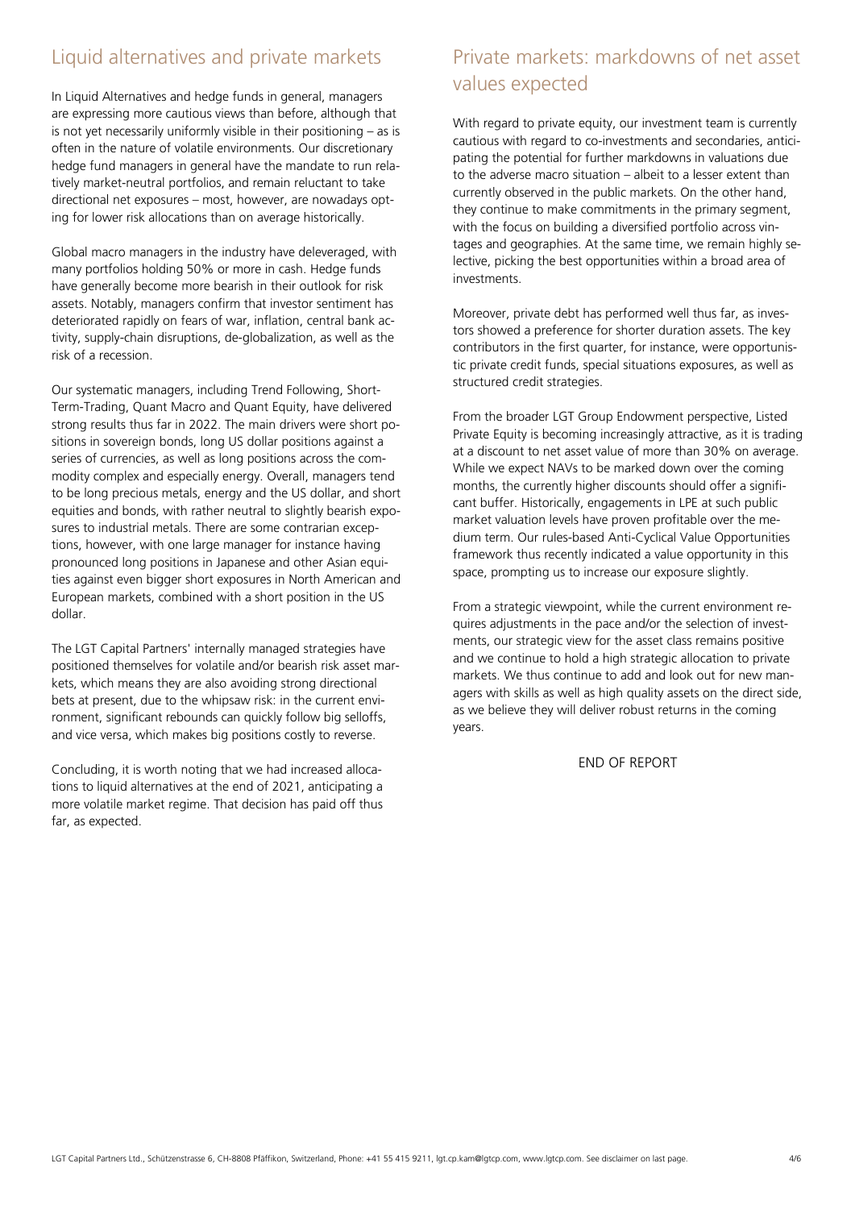## Liquid alternatives and private markets

In Liquid Alternatives and hedge funds in general, managers are expressing more cautious views than before, although that is not yet necessarily uniformly visible in their positioning – as is often in the nature of volatile environments. Our discretionary hedge fund managers in general have the mandate to run relatively market-neutral portfolios, and remain reluctant to take directional net exposures – most, however, are nowadays opting for lower risk allocations than on average historically.

Global macro managers in the industry have deleveraged, with many portfolios holding 50% or more in cash. Hedge funds have generally become more bearish in their outlook for risk assets. Notably, managers confirm that investor sentiment has deteriorated rapidly on fears of war, inflation, central bank activity, supply-chain disruptions, de-globalization, as well as the risk of a recession.

Our systematic managers, including Trend Following, Short-Term-Trading, Quant Macro and Quant Equity, have delivered strong results thus far in 2022. The main drivers were short positions in sovereign bonds, long US dollar positions against a series of currencies, as well as long positions across the commodity complex and especially energy. Overall, managers tend to be long precious metals, energy and the US dollar, and short equities and bonds, with rather neutral to slightly bearish exposures to industrial metals. There are some contrarian exceptions, however, with one large manager for instance having pronounced long positions in Japanese and other Asian equities against even bigger short exposures in North American and European markets, combined with a short position in the US dollar.

The LGT Capital Partners' internally managed strategies have positioned themselves for volatile and/or bearish risk asset markets, which means they are also avoiding strong directional bets at present, due to the whipsaw risk: in the current environment, significant rebounds can quickly follow big selloffs, and vice versa, which makes big positions costly to reverse.

Concluding, it is worth noting that we had increased allocations to liquid alternatives at the end of 2021, anticipating a more volatile market regime. That decision has paid off thus far, as expected.

## Private markets: markdowns of net asset values expected

With regard to private equity, our investment team is currently cautious with regard to co-investments and secondaries, anticipating the potential for further markdowns in valuations due to the adverse macro situation – albeit to a lesser extent than currently observed in the public markets. On the other hand, they continue to make commitments in the primary segment, with the focus on building a diversified portfolio across vintages and geographies. At the same time, we remain highly selective, picking the best opportunities within a broad area of investments.

Moreover, private debt has performed well thus far, as investors showed a preference for shorter duration assets. The key contributors in the first quarter, for instance, were opportunistic private credit funds, special situations exposures, as well as structured credit strategies.

From the broader LGT Group Endowment perspective, Listed Private Equity is becoming increasingly attractive, as it is trading at a discount to net asset value of more than 30% on average. While we expect NAVs to be marked down over the coming months, the currently higher discounts should offer a significant buffer. Historically, engagements in LPE at such public market valuation levels have proven profitable over the medium term. Our rules-based Anti-Cyclical Value Opportunities framework thus recently indicated a value opportunity in this space, prompting us to increase our exposure slightly.

From a strategic viewpoint, while the current environment requires adjustments in the pace and/or the selection of investments, our strategic view for the asset class remains positive and we continue to hold a high strategic allocation to private markets. We thus continue to add and look out for new managers with skills as well as high quality assets on the direct side, as we believe they will deliver robust returns in the coming years.

END OF REPORT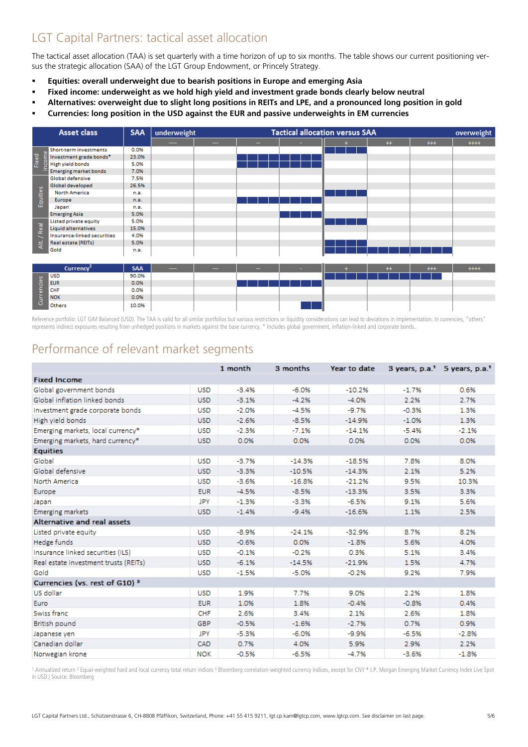# LGT Capital Partners: tactical asset allocation

The tactical asset allocation (TAA) is set quarterly with a time horizon of up to six months. The table shows our current positioning versus the strategic allocation (SAA) of the LGT Group Endowment, or Princely Strategy.

- **Equities: overall underweight due to bearish positions in Europe and emerging Asia**
- **Fixed income: underweight as we hold high yield and investment grade bonds clearly below neutral**
- **Alternatives: overweight due to slight long positions in REITs and LPE, and a pronounced long position in gold**
- **Currencies: long position in the USD against the EUR and passive underweights in EM currencies**

Scale of tactical allocation versus SAA, from underweight to overweight: ----, ---, --, -, +, ++, +++, ++++

| | Asset class | SAA | Tactical allocation versus SAA |
|---|---|---|---|
| Fixed income | Short-term investments | 0.0% | + |
| | Investment grade bonds* | 23.0% | -- |
| | High yield bonds | 5.0% | -- |
| | Emerging market bonds | 7.0% | |
| Equities | Global defensive | 7.5% | |
| | Global developed | 26.5% | |
| | North America | n.a. | + |
| | Europe | n.a. | -- |
| | Japan | n.a. | |
| | Emerging Asia | 5.0% | - |
| Alt. / Real | Listed private equity | 5.0% | + |
| | Liquid alternatives | 15.0% | |
| | Insurance-linked securities | 4.0% | |
| | Real estate (REITs) | 5.0% | + |
| | Gold | n.a. | +++ |

| | Currency[2] | SAA | Tactical allocation versus SAA |
|---|---|---|---|
| Currencies | USD | 90.0% | +++ |
| | EUR | 0.0% | -- |
| | CHF | 0.0% | |
| | NOK | 0.0% | |
| | Others | 10.0% | - |

Reference portfolio: LGT GIM Balanced (USD). The TAA is valid for all similar portfolios but various restrictions or liquidity considerations can lead to deviations in implementation. In currencies, "others" represents indirect exposures resulting from unhedged positions in markets against the base currency. * Includes global government, inflation-linked and corporate bonds.

# Performance of relevant market segments

| | | 1 month | 3 months | Year to date | 3 years, p.a.[1] | 5 years, p.a.[1] |
|---|---|---|---|---|---|---|
| **Fixed Income** | | | | | | |
| Global government bonds | USD | -3.4% | -6.0% | -10.2% | -1.7% | 0.6% |
| Global inflation linked bonds | USD | -3.1% | -4.2% | -4.0% | 2.2% | 2.7% |
| Investment grade corporate bonds | USD | -2.0% | -4.5% | -9.7% | -0.3% | 1.3% |
| High yield bonds | USD | -2.6% | -8.5% | -14.9% | -1.0% | 1.3% |
| Emerging markets, local currency* | USD | -2.3% | -7.1% | -14.1% | -5.4% | -2.1% |
| Emerging markets, hard currency* | USD | 0.0% | 0.0% | 0.0% | 0.0% | 0.0% |
| **Equities** | | | | | | |
| Global | USD | -3.7% | -14.3% | -18.5% | 7.8% | 8.0% |
| Global defensive | USD | -3.3% | -10.5% | -14.3% | 2.1% | 5.2% |
| North America | USD | -3.6% | -16.8% | -21.2% | 9.5% | 10.3% |
| Europe | EUR | -4.5% | -8.5% | -13.3% | 3.5% | 3.3% |
| Japan | JPY | -1.3% | -3.3% | -6.5% | 9.1% | 5.6% |
| Emerging markets | USD | -1.4% | -9.4% | -16.6% | 1.1% | 2.5% |
| **Alternative and real assets** | | | | | | |
| Listed private equity | USD | -8.9% | -24.1% | -32.9% | 8.7% | 8.2% |
| Hedge funds | USD | -0.6% | 0.0% | -1.8% | 5.6% | 4.0% |
| Insurance linked securities (ILS) | USD | -0.1% | -0.2% | 0.3% | 5.1% | 3.4% |
| Real estate investment trusts (REITs) | USD | -6.1% | -14.5% | -21.9% | 1.5% | 4.7% |
| Gold | USD | -1.5% | -5.0% | -0.2% | 9.2% | 7.9% |
| **Currencies (vs. rest of G10)** [3] | | | | | | |
| US dollar | USD | 1.9% | 7.7% | 9.0% | 2.2% | 1.8% |
| Euro | EUR | 1.0% | 1.8% | -0.4% | -0.8% | 0.4% |
| Swiss franc | CHF | 2.6% | 3.4% | 2.1% | 2.6% | 1.8% |
| British pound | GBP | -0.5% | -1.6% | -2.7% | 0.7% | 0.9% |
| Japanese yen | JPY | -5.3% | -6.0% | -9.9% | -6.5% | -2.8% |
| Canadian dollar | CAD | 0.7% | 4.0% | 5.9% | 2.9% | 2.2% |
| Norwegian krone | NOK | -0.5% | -6.5% | -4.7% | -3.6% | -1.8% |

[1] Annualized return [2] Equal-weighted hard and local currency total return indices [3] Bloomberg correlation-weighted currency indices, except for CNY [4] J.P. Morgan Emerging Market Currency Index Live Spot in USD | Source: Bloomberg

LGT Capital Partners Ltd., Schützenstrasse 6, CH-8808 Pfäffikon, Switzerland, Phone: +41 55 415 9211, lgt.cp.kam@lgtcp.com, www.lgtcp.com. See disclaimer on last page.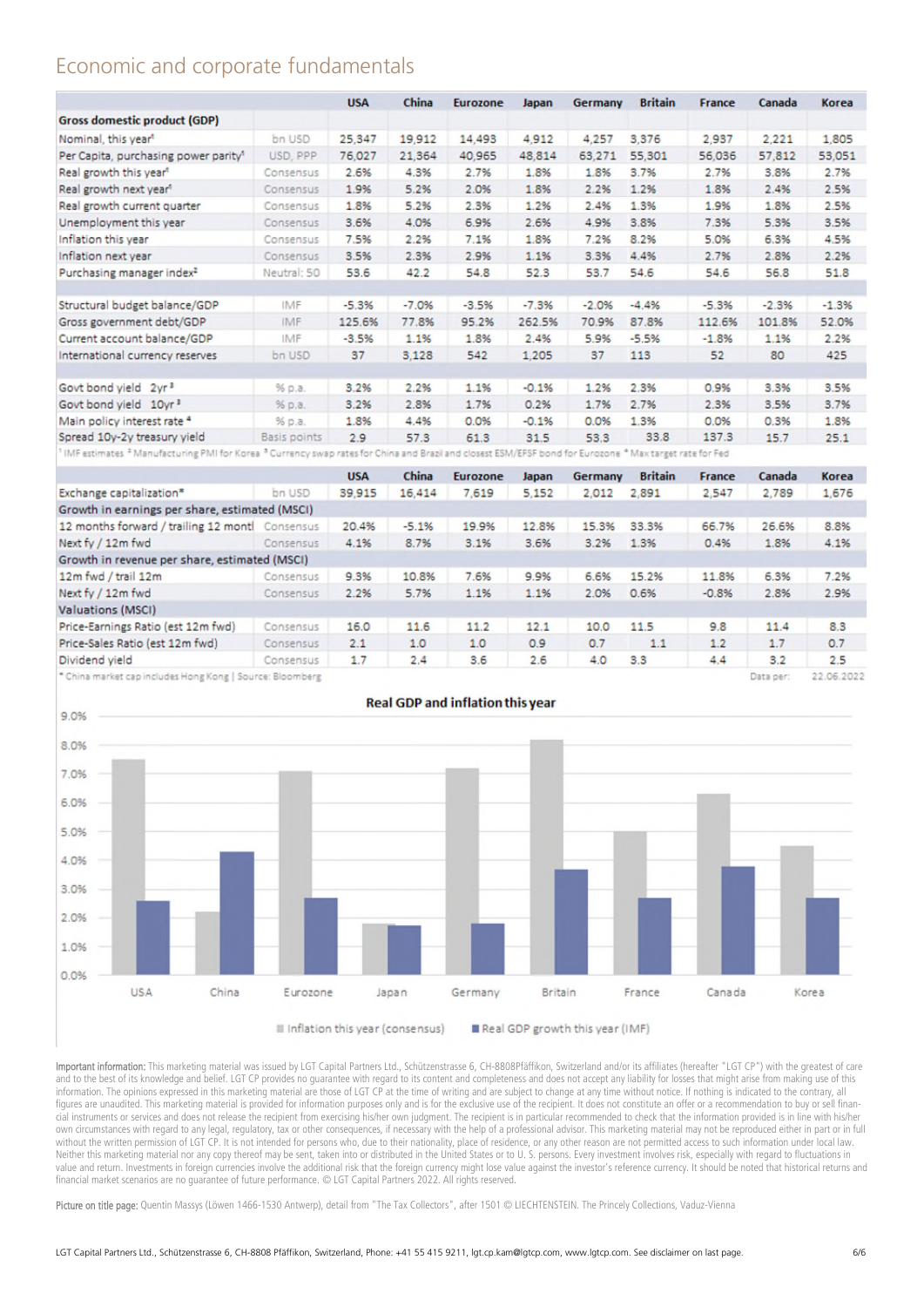# Economic and corporate fundamentals

| | | USA | China | Eurozone | Japan | Germany | Britain | France | Canada | Korea |
|---|---|---|---|---|---|---|---|---|---|---|
| **Gross domestic product (GDP)** | | | | | | | | | | |
| Nominal, this year[1] | bn USD | 25,347 | 19,912 | 14,493 | 4,912 | 4,257 | 3,376 | 2,937 | 2,221 | 1,805 |
| Per Capita, purchasing power parity[1] | USD, PPP | 76,027 | 21,364 | 40,965 | 48,814 | 63,271 | 55,301 | 56,036 | 57,812 | 53,051 |
| Real growth this year[1] | Consensus | 2.6% | 4.3% | 2.7% | 1.8% | 1.8% | 3.7% | 2.7% | 3.8% | 2.7% |
| Real growth next year[1] | Consensus | 1.9% | 5.2% | 2.0% | 1.8% | 2.2% | 1.2% | 1.8% | 2.4% | 2.5% |
| Real growth current quarter | Consensus | 1.8% | 5.2% | 2.3% | 1.2% | 2.4% | 1.3% | 1.9% | 1.8% | 2.5% |
| Unemployment this year | Consensus | 3.6% | 4.0% | 6.9% | 2.6% | 4.9% | 3.8% | 7.3% | 5.3% | 3.5% |
| Inflation this year | Consensus | 7.5% | 2.2% | 7.1% | 1.8% | 7.2% | 8.2% | 5.0% | 6.3% | 4.5% |
| Inflation next year | Consensus | 3.5% | 2.3% | 2.9% | 1.1% | 3.3% | 4.4% | 2.7% | 2.8% | 2.2% |
| Purchasing manager index[2] | Neutral: 50 | 53.6 | 42.2 | 54.8 | 52.3 | 53.7 | 54.6 | 54.6 | 56.8 | 51.8 |
| | | | | | | | | | | |
| Structural budget balance/GDP | IMF | -5.3% | -7.0% | -3.5% | -7.3% | -2.0% | -4.4% | -5.3% | -2.3% | -1.3% |
| Gross government debt/GDP | IMF | 125.6% | 77.8% | 95.2% | 262.5% | 70.9% | 87.8% | 112.6% | 101.8% | 52.0% |
| Current account balance/GDP | IMF | -3.5% | 1.1% | 1.8% | 2.4% | 5.9% | -5.5% | -1.8% | 1.1% | 2.2% |
| International currency reserves | bn USD | 37 | 3,128 | 542 | 1,205 | 37 | 113 | 52 | 80 | 425 |
| | | | | | | | | | | |
| Govt bond yield 2yr[3] | % p.a. | 3.2% | 2.2% | 1.1% | -0.1% | 1.2% | 2.3% | 0.9% | 3.3% | 3.5% |
| Govt bond yield 10yr[3] | % p.a. | 3.2% | 2.8% | 1.7% | 0.2% | 1.7% | 2.7% | 2.3% | 3.5% | 3.7% |
| Main policy interest rate[4] | % p.a. | 1.8% | 4.4% | 0.0% | -0.1% | 0.0% | 1.3% | 0.0% | 0.3% | 1.8% |
| Spread 10y-2y treasury yield | Basis points | 2.9 | 57.3 | 61.3 | 31.5 | 53.3 | 33.8 | 137.3 | 15.7 | 25.1 |

[1] IMF estimates [2] Manufacturing PMI for Korea [3] Currency swap rates for China and Brazil and closest ESM/EFSF bond for Eurozone [4] Max target rate for Fed

| | | USA | China | Eurozone | Japan | Germany | Britain | France | Canada | Korea |
|---|---|---|---|---|---|---|---|---|---|---|
| Exchange capitalization* | bn USD | 39,915 | 16,414 | 7,619 | 5,152 | 2,012 | 2,891 | 2,547 | 2,789 | 1,676 |
| **Growth in earnings per share, estimated (MSCI)** | | | | | | | | | | |
| 12 months forward / trailing 12 montl | Consensus | 20.4% | -5.1% | 19.9% | 12.8% | 15.3% | 33.3% | 66.7% | 26.6% | 8.8% |
| Next fy / 12m fwd | Consensus | 4.1% | 8.7% | 3.1% | 3.6% | 3.2% | 1.3% | 0.4% | 1.8% | 4.1% |
| **Growth in revenue per share, estimated (MSCI)** | | | | | | | | | | |
| 12m fwd / trail 12m | Consensus | 9.3% | 10.8% | 7.6% | 9.9% | 6.6% | 15.2% | 11.8% | 6.3% | 7.2% |
| Next fy / 12m fwd | Consensus | 2.2% | 5.7% | 1.1% | 1.1% | 2.0% | 0.6% | -0.8% | 2.8% | 2.9% |
| **Valuations (MSCI)** | | | | | | | | | | |
| Price-Earnings Ratio (est 12m fwd) | Consensus | 16.0 | 11.6 | 11.2 | 12.1 | 10.0 | 11.5 | 9.8 | 11.4 | 8.3 |
| Price-Sales Ratio (est 12m fwd) | Consensus | 2.1 | 1.0 | 1.0 | 0.9 | 0.7 | 1.1 | 1.2 | 1.7 | 0.7 |
| Dividend yield | Consensus | 1.7 | 2.4 | 3.6 | 2.6 | 4.0 | 3.3 | 4.4 | 3.2 | 2.5 |

* China market cap includes Hong Kong | Source: Bloomberg

Data per: 22.06.2022

**Real GDP and inflation this year**

9.0%
8.0%
7.0%
6.0%
5.0%
4.0%
3.0%
2.0%
1.0%
0.0%

USA, China, Eurozone, Japan, Germany, Britain, France, Canada, Korea

Inflation this year (consensus)
Real GDP growth this year (IMF)

**Important information:** This marketing material was issued by LGT Capital Partners Ltd., Schützenstrasse 6, CH-8808Pfäffikon, Switzerland and/or its affiliates (hereafter "LGT CP") with the greatest of care and to the best of its knowledge and belief. LGT CP provides no guarantee with regard to its content and completeness and does not accept any liability for losses that might arise from making use of this information. The opinions expressed in this marketing material are those of LGT CP at the time of writing and are subject to change at any time without notice. If nothing is indicated to the contrary, all figures are unaudited. This marketing material is provided for information purposes only and is for the exclusive use of the recipient. It does not constitute an offer or a recommendation to buy or sell financial instruments or services and does not release the recipient from exercising his/her own judgment. The recipient is in particular recommended to check that the information provided is in line with his/her own circumstances with regard to any legal, regulatory, tax or other consequences, if necessary with the help of a professional advisor. This marketing material may not be reproduced either in part or in full without the written permission of LGT CP. It is not intended for persons who, due to their nationality, place of residence, or any other reason are not permitted access to such information under local law. Neither this marketing material nor any copy thereof may be sent, taken into or distributed in the United States or to U. S. persons. Every investment involves risk, especially with regard to fluctuations in value and return. Investments in foreign currencies involve the additional risk that the foreign currency might lose value against the investor's reference currency. It should be noted that historical returns and financial market scenarios are no guarantee of future performance. © LGT Capital Partners 2022. All rights reserved.

**Picture on title page:** Quentin Massys (Löwen 1466-1530 Antwerp), detail from "The Tax Collectors", after 1501 © LIECHTENSTEIN. The Princely Collections, Vaduz-Vienna

LGT Capital Partners Ltd., Schützenstrasse 6, CH-8808 Pfäffikon, Switzerland, Phone: +41 55 415 9211, lgt.cp.kam@lgtcp.com, www.lgtcp.com. See disclaimer on last page.